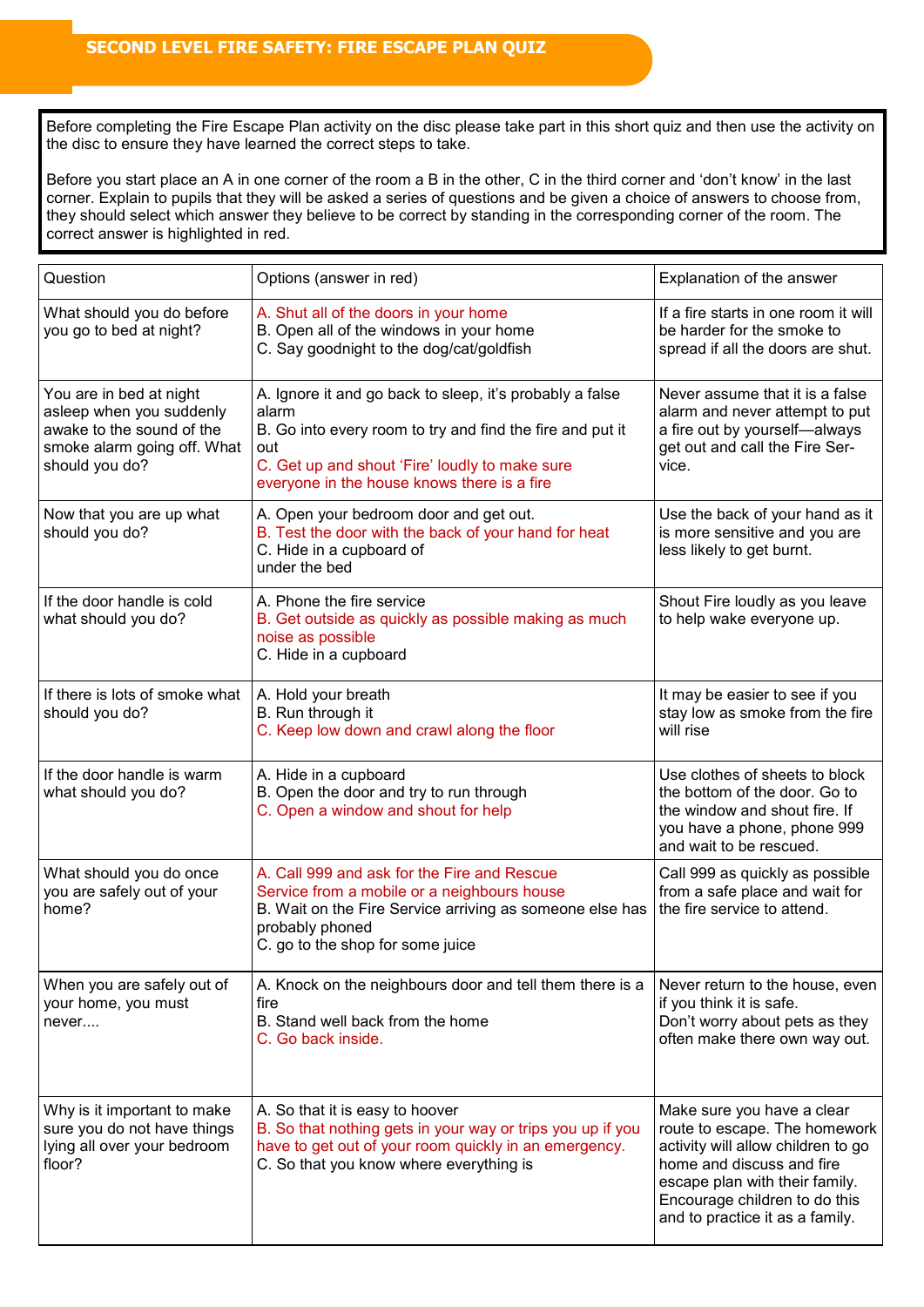# SECOND LEVEL FIRE SAFETY: FIRE ESCAPE PLAN QUIZ

Before completing the Fire Escape Plan activity on the disc please take part in this short quiz and then use the activity on the disc to ensure they have learned the correct steps to take.

Before you start place an A in one corner of the room a B in the other, C in the third corner and 'don't know' in the last corner. Explain to pupils that they will be asked a series of questions and be given a choice of answers to choose from, they should select which answer they believe to be correct by standing in the corresponding corner of the room. The correct answer is highlighted in red.

| Question | Options (answer in red) | Explanation of the answer |
| --- | --- | --- |
| What should you do before you go to bed at night? | A. Shut all of the doors in your home<br>B. Open all of the windows in your home<br>C. Say goodnight to the dog/cat/goldfish | If a fire starts in one room it will be harder for the smoke to spread if all the doors are shut. |
| You are in bed at night asleep when you suddenly awake to the sound of the smoke alarm going off. What should you do? | A. Ignore it and go back to sleep, it's probably a false alarm<br>B. Go into every room to try and find the fire and put it out<br>C. Get up and shout 'Fire' loudly to make sure everyone in the house knows there is a fire | Never assume that it is a false alarm and never attempt to put a fire out by yourself—always get out and call the Fire Service. |
| Now that you are up what should you do? | A. Open your bedroom door and get out.<br>B. Test the door with the back of your hand for heat<br>C. Hide in a cupboard of under the bed | Use the back of your hand as it is more sensitive and you are less likely to get burnt. |
| If the door handle is cold what should you do? | A. Phone the fire service<br>B. Get outside as quickly as possible making as much noise as possible<br>C. Hide in a cupboard | Shout Fire loudly as you leave to help wake everyone up. |
| If there is lots of smoke what should you do? | A. Hold your breath<br>B. Run through it<br>C. Keep low down and crawl along the floor | It may be easier to see if you stay low as smoke from the fire will rise |
| If the door handle is warm what should you do? | A. Hide in a cupboard<br>B. Open the door and try to run through<br>C. Open a window and shout for help | Use clothes of sheets to block the bottom of the door. Go to the window and shout fire. If you have a phone, phone 999 and wait to be rescued. |
| What should you do once you are safely out of your home? | A. Call 999 and ask for the Fire and Rescue Service from a mobile or a neighbours house<br>B. Wait on the Fire Service arriving as someone else has probably phoned<br>C. go to the shop for some juice | Call 999 as quickly as possible from a safe place and wait for the fire service to attend. |
| When you are safely out of your home, you must never.... | A. Knock on the neighbours door and tell them there is a fire<br>B. Stand well back from the home<br>C. Go back inside. | Never return to the house, even if you think it is safe.<br>Don't worry about pets as they often make there own way out. |
| Why is it important to make sure you do not have things lying all over your bedroom floor? | A. So that it is easy to hoover<br>B. So that nothing gets in your way or trips you up if you have to get out of your room quickly in an emergency.<br>C. So that you know where everything is | Make sure you have a clear route to escape. The homework activity will allow children to go home and discuss and fire escape plan with their family. Encourage children to do this and to practice it as a family. |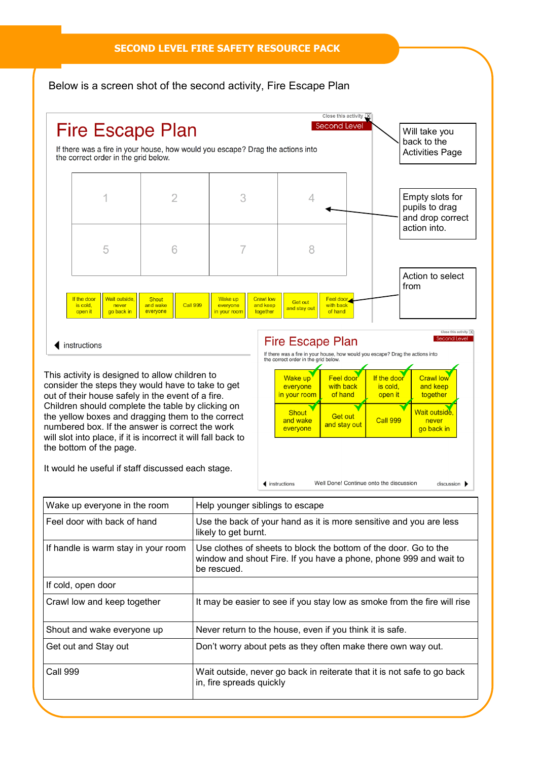## SECOND LEVEL FIRE SAFETY RESOURCE PACK

Below is a screen shot of the second activity, Fire Escape Plan

Fire Escape Plan

Close this activity

Second Level

If there was a fire in your house, how would you escape? Drag the actions into the correct order in the grid below.

| 1 | 2 | 3 | 4 |
|---|---|---|---|
| 5 | 6 | 7 | 8 |

If the door is cold, open it | Wait outside, never go back in | Shout and wake everyone | Call 999 | Wake up everyone in your room | Crawl low and keep together | Get out and stay out | Feel door with back of hand

instructions

Will take you back to the Activities Page

Empty slots for pupils to drag and drop correct action into.

Action to select from

Fire Escape Plan

Close this activity

Second Level

If there was a fire in your house, how would you escape? Drag the actions into the correct order in the grid below.

| Wake up everyone in your room | Feel door with back of hand | If the door is cold, open it | Crawl low and keep together |
|---|---|---|---|
| Shout and wake everyone | Get out and stay out | Call 999 | Wait outside, never go back in |

instructions | Well Done! Continue onto the discussion | discussion

This activity is designed to allow children to consider the steps they would have to take to get out of their house safely in the event of a fire. Children should complete the table by clicking on the yellow boxes and dragging them to the correct numbered box. If the answer is correct the work will slot into place, if it is incorrect it will fall back to the bottom of the page.

It would he useful if staff discussed each stage.

| Wake up everyone in the room | Help younger siblings to escape |
|---|---|
| Feel door with back of hand | Use the back of your hand as it is more sensitive and you are less likely to get burnt. |
| If handle is warm stay in your room | Use clothes of sheets to block the bottom of the door. Go to the window and shout Fire. If you have a phone, phone 999 and wait to be rescued. |
| If cold, open door | |
| Crawl low and keep together | It may be easier to see if you stay low as smoke from the fire will rise |
| Shout and wake everyone up | Never return to the house, even if you think it is safe. |
| Get out and Stay out | Don't worry about pets as they often make there own way out. |
| Call 999 | Wait outside, never go back in reiterate that it is not safe to go back in, fire spreads quickly |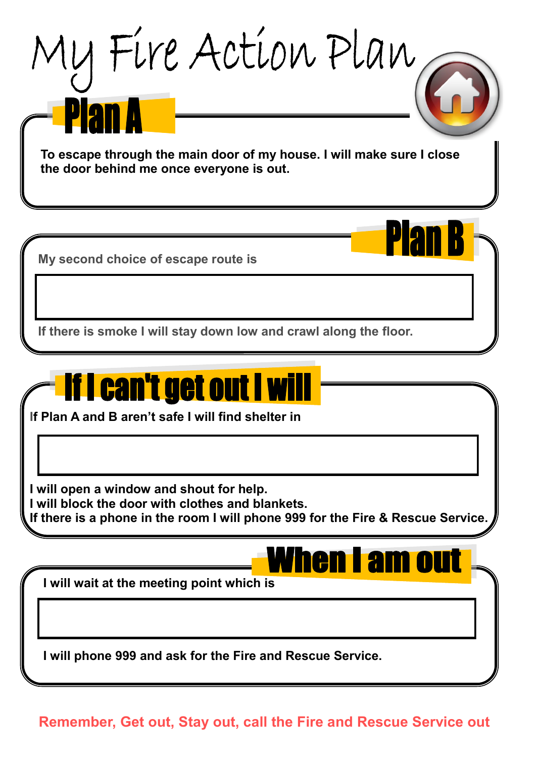# My Fire Action Plan

## Plan A

**To escape through the main door of my house. I will make sure I close the door behind me once everyone is out.**

## Plan B

**My second choice of escape route is**

**If there is smoke I will stay down low and crawl along the floor.**

## If I can't get out I will

**If Plan A and B aren't safe I will find shelter in**

**I will open a window and shout for help.**
**I will block the door with clothes and blankets.**
**If there is a phone in the room I will phone 999 for the Fire & Rescue Service.**

## When I am out

**I will wait at the meeting point which is**

**I will phone 999 and ask for the Fire and Rescue Service.**

**Remember, Get out, Stay out, call the Fire and Rescue Service out**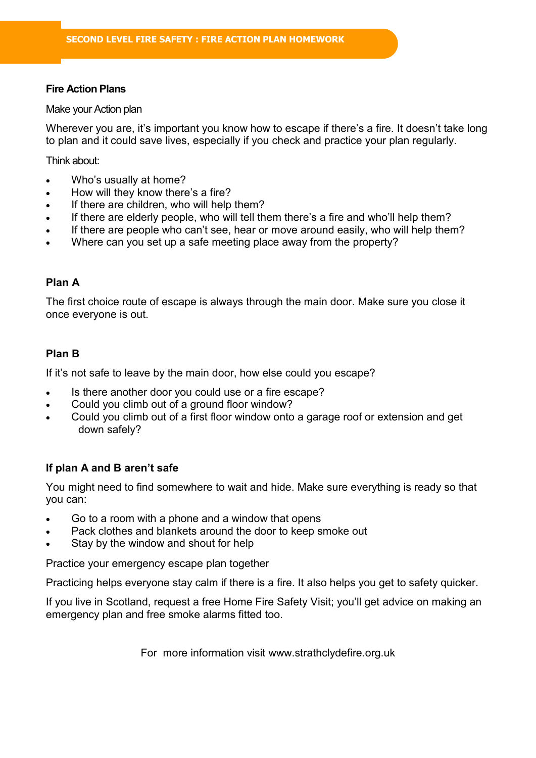SECOND LEVEL FIRE SAFETY : FIRE ACTION PLAN HOMEWORK

**Fire Action Plans**

Make your Action plan

Wherever you are, it's important you know how to escape if there's a fire. It doesn't take long to plan and it could save lives, especially if you check and practice your plan regularly.

Think about:

- Who's usually at home?
- How will they know there's a fire?
- If there are children, who will help them?
- If there are elderly people, who will tell them there's a fire and who'll help them?
- If there are people who can't see, hear or move around easily, who will help them?
- Where can you set up a safe meeting place away from the property?

**Plan A**

The first choice route of escape is always through the main door. Make sure you close it once everyone is out.

**Plan B**

If it's not safe to leave by the main door, how else could you escape?

- Is there another door you could use or a fire escape?
- Could you climb out of a ground floor window?
- Could you climb out of a first floor window onto a garage roof or extension and get down safely?

**If plan A and B aren't safe**

You might need to find somewhere to wait and hide. Make sure everything is ready so that you can:

- Go to a room with a phone and a window that opens
- Pack clothes and blankets around the door to keep smoke out
- Stay by the window and shout for help

Practice your emergency escape plan together

Practicing helps everyone stay calm if there is a fire. It also helps you get to safety quicker.

If you live in Scotland, request a free Home Fire Safety Visit; you'll get advice on making an emergency plan and free smoke alarms fitted too.

For more information visit www.strathclydefire.org.uk